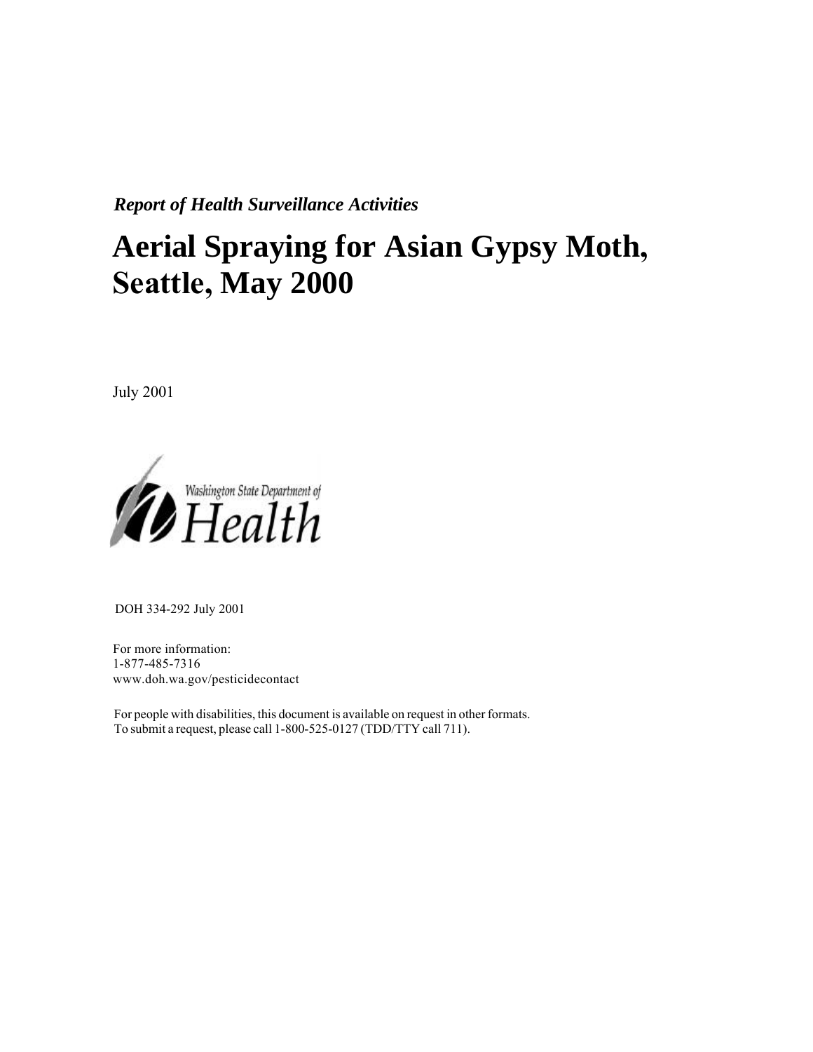*Report of Health Surveillance Activities*

# Aerial Spraying for Asian Gypsy Moth, Seattle, May 2000

July 2001

Washington State Department of Health

DOH 334-292 July 2001

For more information:
1-877-485-7316
www.doh.wa.gov/pesticidecontact

For people with disabilities, this document is available on request in other formats.
To submit a request, please call 1-800-525-0127 (TDD/TTY call 711).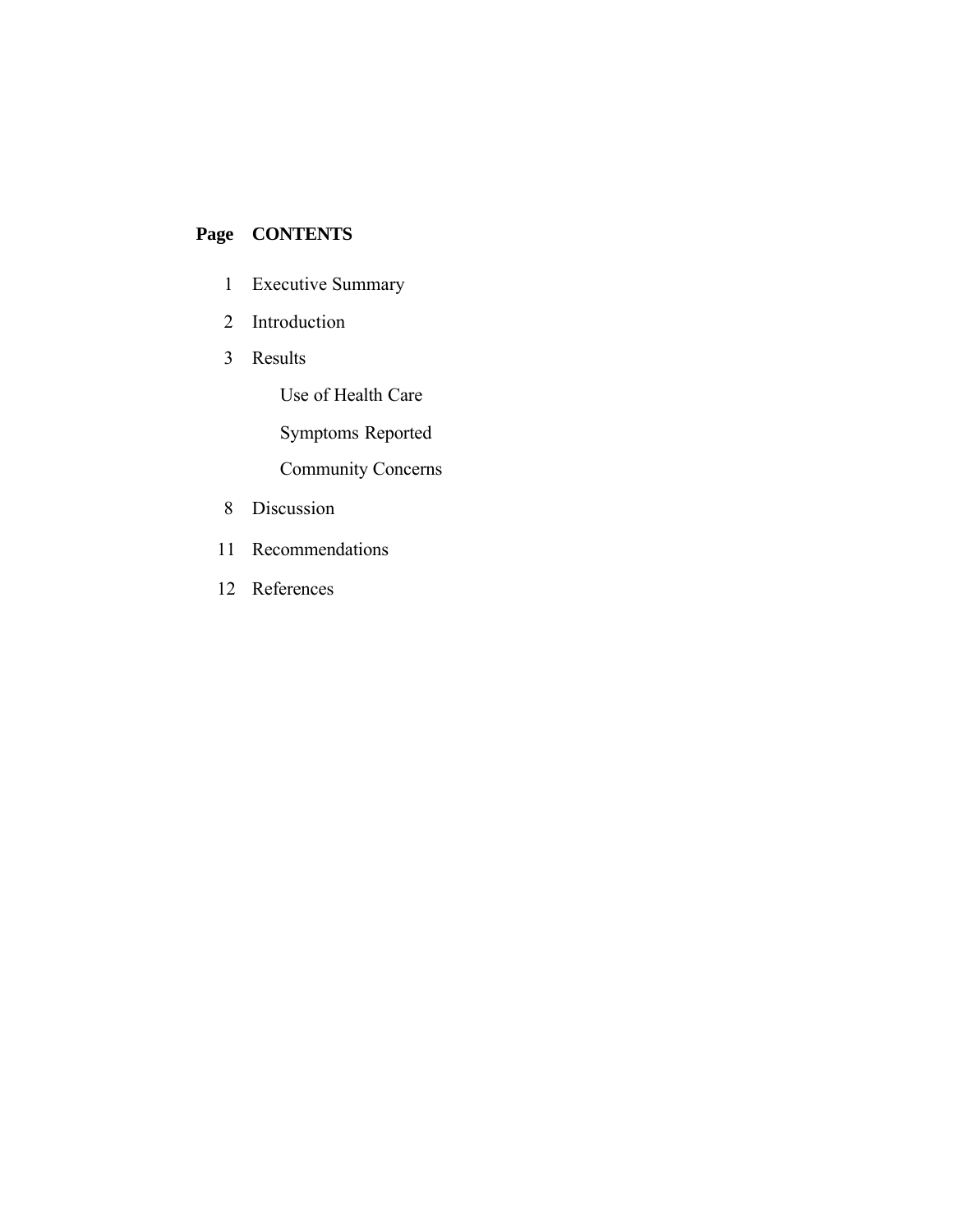| Page | CONTENTS |
|---|---|
| 1 | Executive Summary |
| 2 | Introduction |
| 3 | Results |
| | Use of Health Care |
| | Symptoms Reported |
| | Community Concerns |
| 8 | Discussion |
| 11 | Recommendations |
| 12 | References |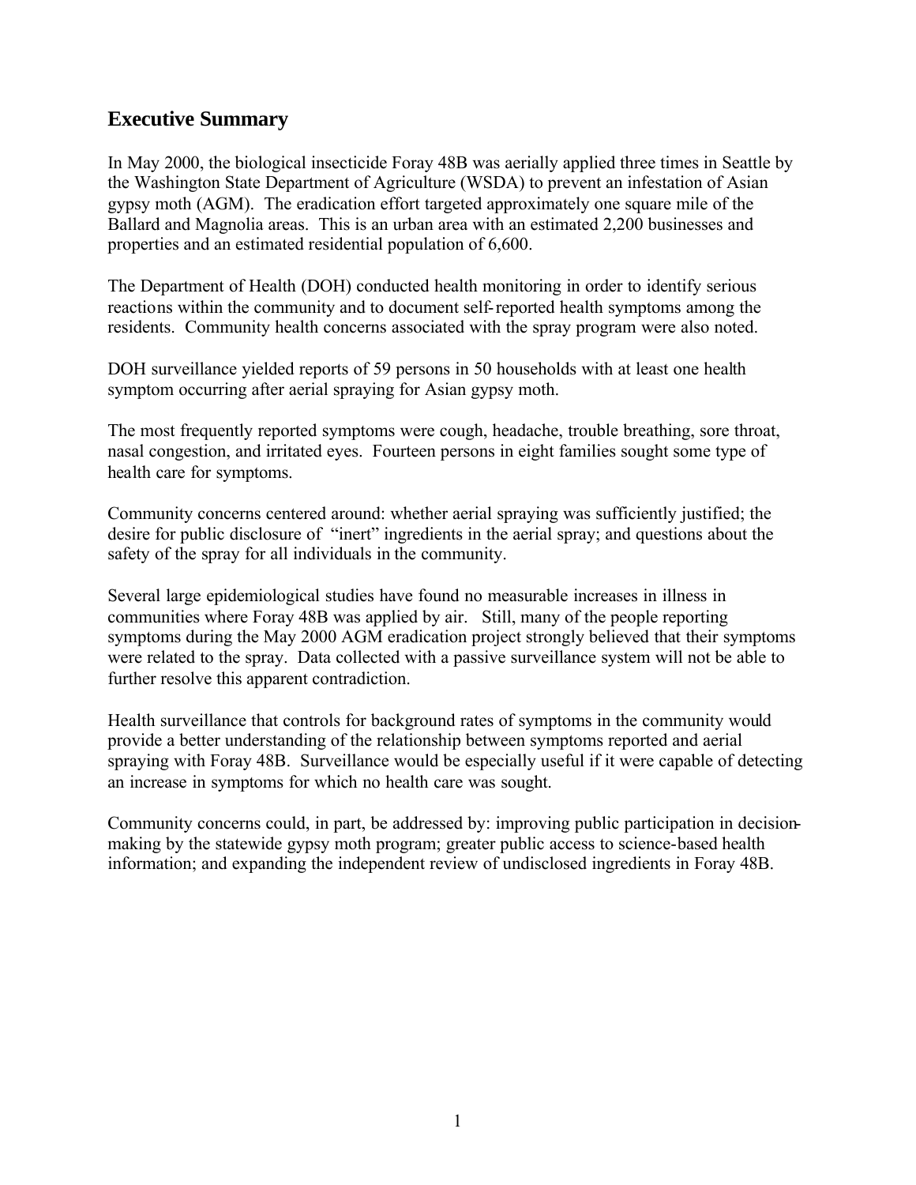## Executive Summary

In May 2000, the biological insecticide Foray 48B was aerially applied three times in Seattle by the Washington State Department of Agriculture (WSDA) to prevent an infestation of Asian gypsy moth (AGM). The eradication effort targeted approximately one square mile of the Ballard and Magnolia areas. This is an urban area with an estimated 2,200 businesses and properties and an estimated residential population of 6,600.

The Department of Health (DOH) conducted health monitoring in order to identify serious reactions within the community and to document self-reported health symptoms among the residents. Community health concerns associated with the spray program were also noted.

DOH surveillance yielded reports of 59 persons in 50 households with at least one health symptom occurring after aerial spraying for Asian gypsy moth.

The most frequently reported symptoms were cough, headache, trouble breathing, sore throat, nasal congestion, and irritated eyes. Fourteen persons in eight families sought some type of health care for symptoms.

Community concerns centered around: whether aerial spraying was sufficiently justified; the desire for public disclosure of "inert" ingredients in the aerial spray; and questions about the safety of the spray for all individuals in the community.

Several large epidemiological studies have found no measurable increases in illness in communities where Foray 48B was applied by air. Still, many of the people reporting symptoms during the May 2000 AGM eradication project strongly believed that their symptoms were related to the spray. Data collected with a passive surveillance system will not be able to further resolve this apparent contradiction.

Health surveillance that controls for background rates of symptoms in the community would provide a better understanding of the relationship between symptoms reported and aerial spraying with Foray 48B. Surveillance would be especially useful if it were capable of detecting an increase in symptoms for which no health care was sought.

Community concerns could, in part, be addressed by: improving public participation in decision-making by the statewide gypsy moth program; greater public access to science-based health information; and expanding the independent review of undisclosed ingredients in Foray 48B.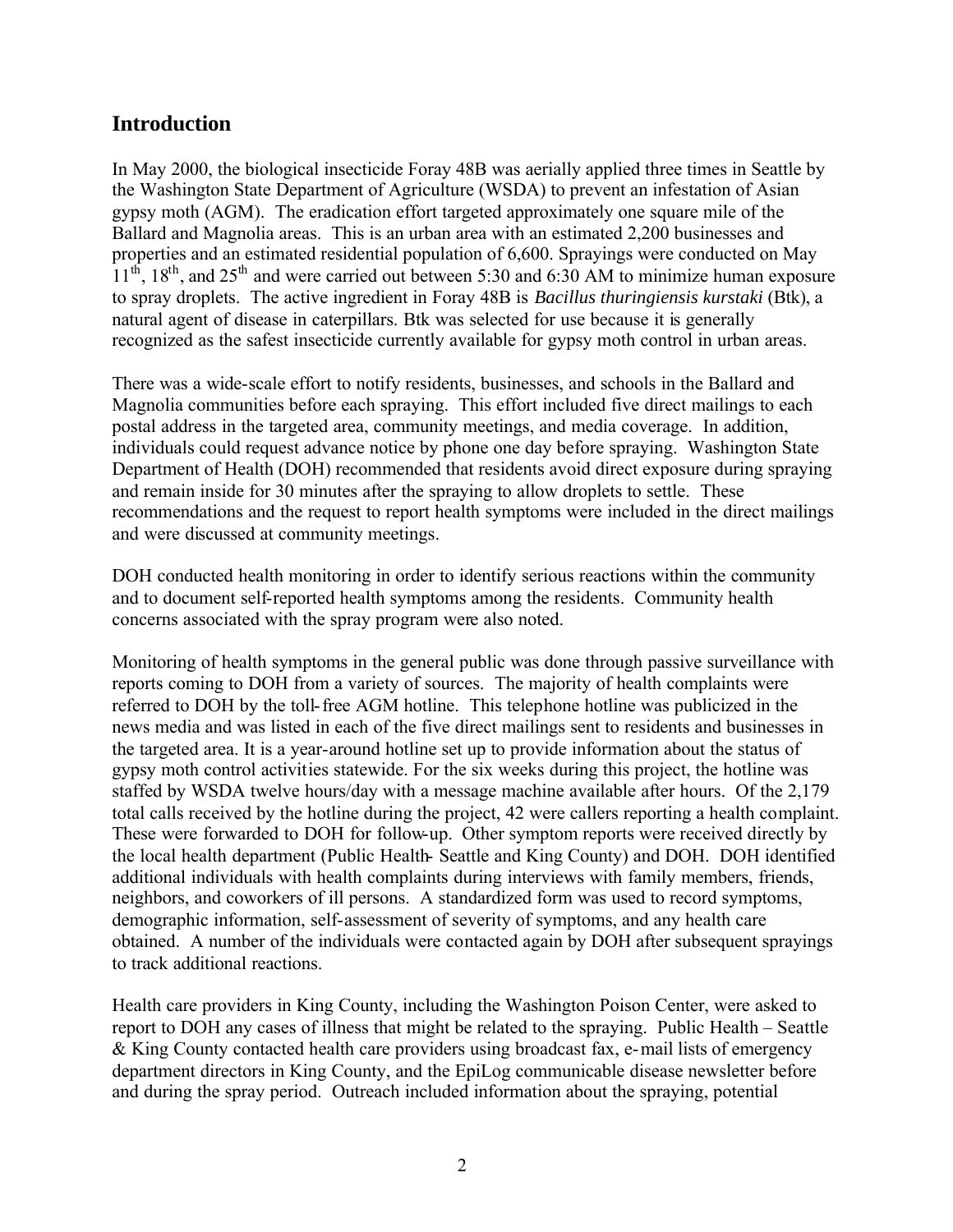## Introduction

In May 2000, the biological insecticide Foray 48B was aerially applied three times in Seattle by the Washington State Department of Agriculture (WSDA) to prevent an infestation of Asian gypsy moth (AGM). The eradication effort targeted approximately one square mile of the Ballard and Magnolia areas. This is an urban area with an estimated 2,200 businesses and properties and an estimated residential population of 6,600. Sprayings were conducted on May 11th, 18th, and 25th and were carried out between 5:30 and 6:30 AM to minimize human exposure to spray droplets. The active ingredient in Foray 48B is *Bacillus thuringiensis kurstaki* (Btk), a natural agent of disease in caterpillars. Btk was selected for use because it is generally recognized as the safest insecticide currently available for gypsy moth control in urban areas.

There was a wide-scale effort to notify residents, businesses, and schools in the Ballard and Magnolia communities before each spraying. This effort included five direct mailings to each postal address in the targeted area, community meetings, and media coverage. In addition, individuals could request advance notice by phone one day before spraying. Washington State Department of Health (DOH) recommended that residents avoid direct exposure during spraying and remain inside for 30 minutes after the spraying to allow droplets to settle. These recommendations and the request to report health symptoms were included in the direct mailings and were discussed at community meetings.

DOH conducted health monitoring in order to identify serious reactions within the community and to document self-reported health symptoms among the residents. Community health concerns associated with the spray program were also noted.

Monitoring of health symptoms in the general public was done through passive surveillance with reports coming to DOH from a variety of sources. The majority of health complaints were referred to DOH by the toll-free AGM hotline. This telephone hotline was publicized in the news media and was listed in each of the five direct mailings sent to residents and businesses in the targeted area. It is a year-around hotline set up to provide information about the status of gypsy moth control activities statewide. For the six weeks during this project, the hotline was staffed by WSDA twelve hours/day with a message machine available after hours. Of the 2,179 total calls received by the hotline during the project, 42 were callers reporting a health complaint. These were forwarded to DOH for follow-up. Other symptom reports were received directly by the local health department (Public Health- Seattle and King County) and DOH. DOH identified additional individuals with health complaints during interviews with family members, friends, neighbors, and coworkers of ill persons. A standardized form was used to record symptoms, demographic information, self-assessment of severity of symptoms, and any health care obtained. A number of the individuals were contacted again by DOH after subsequent sprayings to track additional reactions.

Health care providers in King County, including the Washington Poison Center, were asked to report to DOH any cases of illness that might be related to the spraying. Public Health – Seattle & King County contacted health care providers using broadcast fax, e-mail lists of emergency department directors in King County, and the EpiLog communicable disease newsletter before and during the spray period. Outreach included information about the spraying, potential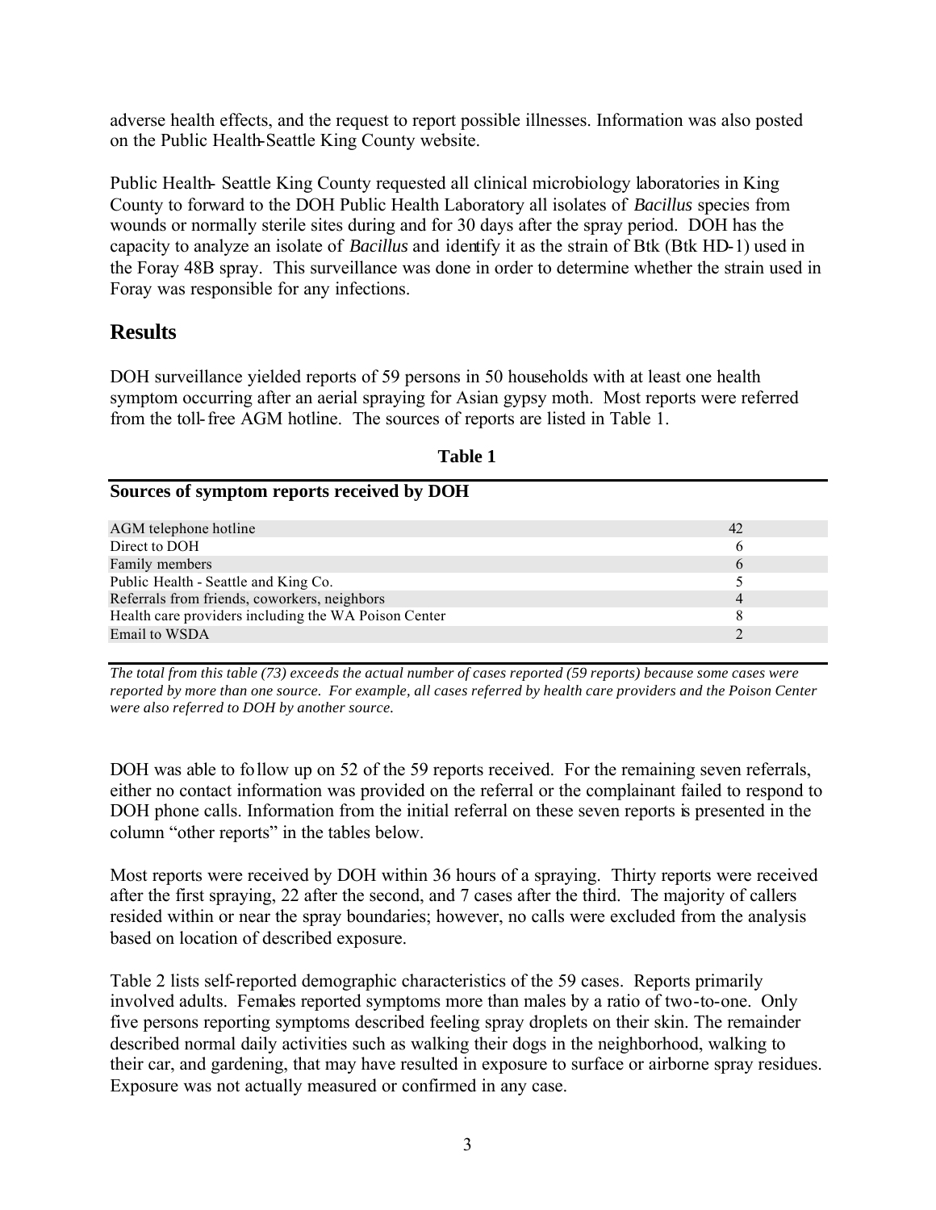adverse health effects, and the request to report possible illnesses. Information was also posted on the Public Health-Seattle King County website.

Public Health- Seattle King County requested all clinical microbiology laboratories in King County to forward to the DOH Public Health Laboratory all isolates of *Bacillus* species from wounds or normally sterile sites during and for 30 days after the spray period. DOH has the capacity to analyze an isolate of *Bacillus* and identify it as the strain of Btk (Btk HD-1) used in the Foray 48B spray. This surveillance was done in order to determine whether the strain used in Foray was responsible for any infections.

## Results

DOH surveillance yielded reports of 59 persons in 50 households with at least one health symptom occurring after an aerial spraying for Asian gypsy moth. Most reports were referred from the toll-free AGM hotline. The sources of reports are listed in Table 1.

**Table 1**

**Sources of symptom reports received by DOH**

| Source | Number |
|---|---|
| AGM telephone hotline | 42 |
| Direct to DOH | 6 |
| Family members | 6 |
| Public Health - Seattle and King Co. | 5 |
| Referrals from friends, coworkers, neighbors | 4 |
| Health care providers including the WA Poison Center | 8 |
| Email to WSDA | 2 |

*The total from this table (73) exceeds the actual number of cases reported (59 reports) because some cases were reported by more than one source. For example, all cases referred by health care providers and the Poison Center were also referred to DOH by another source.*

DOH was able to follow up on 52 of the 59 reports received. For the remaining seven referrals, either no contact information was provided on the referral or the complainant failed to respond to DOH phone calls. Information from the initial referral on these seven reports is presented in the column "other reports" in the tables below.

Most reports were received by DOH within 36 hours of a spraying. Thirty reports were received after the first spraying, 22 after the second, and 7 cases after the third. The majority of callers resided within or near the spray boundaries; however, no calls were excluded from the analysis based on location of described exposure.

Table 2 lists self-reported demographic characteristics of the 59 cases. Reports primarily involved adults. Females reported symptoms more than males by a ratio of two-to-one. Only five persons reporting symptoms described feeling spray droplets on their skin. The remainder described normal daily activities such as walking their dogs in the neighborhood, walking to their car, and gardening, that may have resulted in exposure to surface or airborne spray residues. Exposure was not actually measured or confirmed in any case.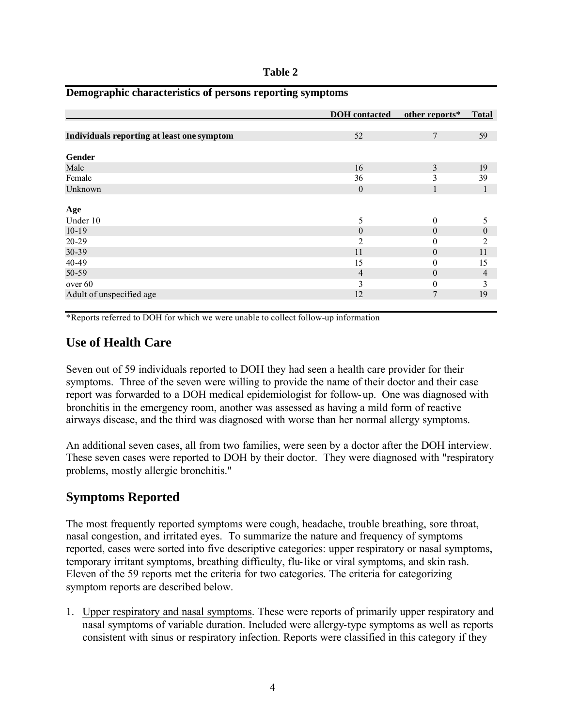**Table 2**

**Demographic characteristics of persons reporting symptoms**

| | DOH contacted | other reports* | Total |
|---|---|---|---|
| **Individuals reporting at least one symptom** | 52 | 7 | 59 |
| **Gender** | | | |
| Male | 16 | 3 | 19 |
| Female | 36 | 3 | 39 |
| Unknown | 0 | 1 | 1 |
| **Age** | | | |
| Under 10 | 5 | 0 | 5 |
| 10-19 | 0 | 0 | 0 |
| 20-29 | 2 | 0 | 2 |
| 30-39 | 11 | 0 | 11 |
| 40-49 | 15 | 0 | 15 |
| 50-59 | 4 | 0 | 4 |
| over 60 | 3 | 0 | 3 |
| Adult of unspecified age | 12 | 7 | 19 |

*Reports referred to DOH for which we were unable to collect follow-up information

## Use of Health Care

Seven out of 59 individuals reported to DOH they had seen a health care provider for their symptoms. Three of the seven were willing to provide the name of their doctor and their case report was forwarded to a DOH medical epidemiologist for follow-up. One was diagnosed with bronchitis in the emergency room, another was assessed as having a mild form of reactive airways disease, and the third was diagnosed with worse than her normal allergy symptoms.

An additional seven cases, all from two families, were seen by a doctor after the DOH interview. These seven cases were reported to DOH by their doctor. They were diagnosed with "respiratory problems, mostly allergic bronchitis."

## Symptoms Reported

The most frequently reported symptoms were cough, headache, trouble breathing, sore throat, nasal congestion, and irritated eyes. To summarize the nature and frequency of symptoms reported, cases were sorted into five descriptive categories: upper respiratory or nasal symptoms, temporary irritant symptoms, breathing difficulty, flu-like or viral symptoms, and skin rash. Eleven of the 59 reports met the criteria for two categories. The criteria for categorizing symptom reports are described below.

1. Upper respiratory and nasal symptoms. These were reports of primarily upper respiratory and nasal symptoms of variable duration. Included were allergy-type symptoms as well as reports consistent with sinus or respiratory infection. Reports were classified in this category if they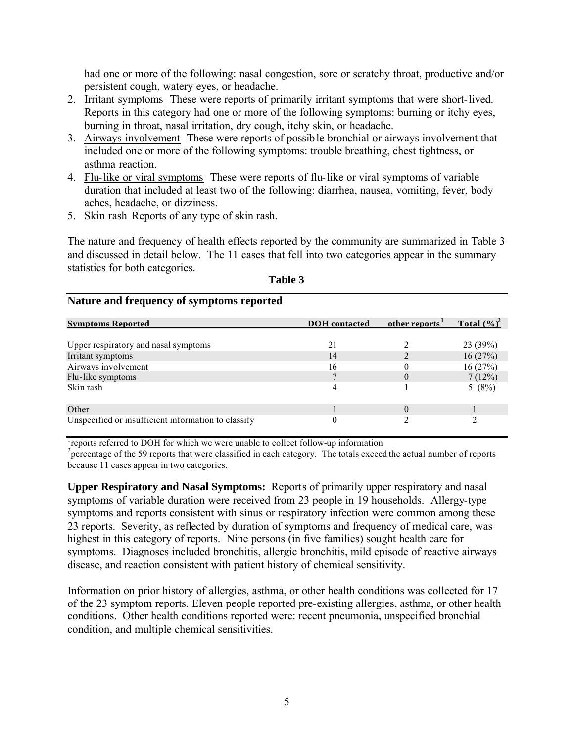had one or more of the following: nasal congestion, sore or scratchy throat, productive and/or persistent cough, watery eyes, or headache.

2. Irritant symptoms These were reports of primarily irritant symptoms that were short-lived. Reports in this category had one or more of the following symptoms: burning or itchy eyes, burning in throat, nasal irritation, dry cough, itchy skin, or headache.
3. Airways involvement These were reports of possible bronchial or airways involvement that included one or more of the following symptoms: trouble breathing, chest tightness, or asthma reaction.
4. Flu-like or viral symptoms These were reports of flu-like or viral symptoms of variable duration that included at least two of the following: diarrhea, nausea, vomiting, fever, body aches, headache, or dizziness.
5. Skin rash Reports of any type of skin rash.

The nature and frequency of health effects reported by the community are summarized in Table 3 and discussed in detail below. The 11 cases that fell into two categories appear in the summary statistics for both categories.

**Table 3**

**Nature and frequency of symptoms reported**

| Symptoms Reported | DOH contacted | other reports[1] | Total (%)[2] |
|---|---|---|---|
| Upper respiratory and nasal symptoms | 21 | 2 | 23 (39%) |
| Irritant symptoms | 14 | 2 | 16 (27%) |
| Airways involvement | 16 | 0 | 16 (27%) |
| Flu-like symptoms | 7 | 0 | 7 (12%) |
| Skin rash | 4 | 1 | 5 (8%) |
| Other | 1 | 0 | 1 |
| Unspecified or insufficient information to classify | 0 | 2 | 2 |

[1]reports referred to DOH for which we were unable to collect follow-up information
[2]percentage of the 59 reports that were classified in each category. The totals exceed the actual number of reports because 11 cases appear in two categories.

**Upper Respiratory and Nasal Symptoms:** Reports of primarily upper respiratory and nasal symptoms of variable duration were received from 23 people in 19 households. Allergy-type symptoms and reports consistent with sinus or respiratory infection were common among these 23 reports. Severity, as reflected by duration of symptoms and frequency of medical care, was highest in this category of reports. Nine persons (in five families) sought health care for symptoms. Diagnoses included bronchitis, allergic bronchitis, mild episode of reactive airways disease, and reaction consistent with patient history of chemical sensitivity.

Information on prior history of allergies, asthma, or other health conditions was collected for 17 of the 23 symptom reports. Eleven people reported pre-existing allergies, asthma, or other health conditions. Other health conditions reported were: recent pneumonia, unspecified bronchial condition, and multiple chemical sensitivities.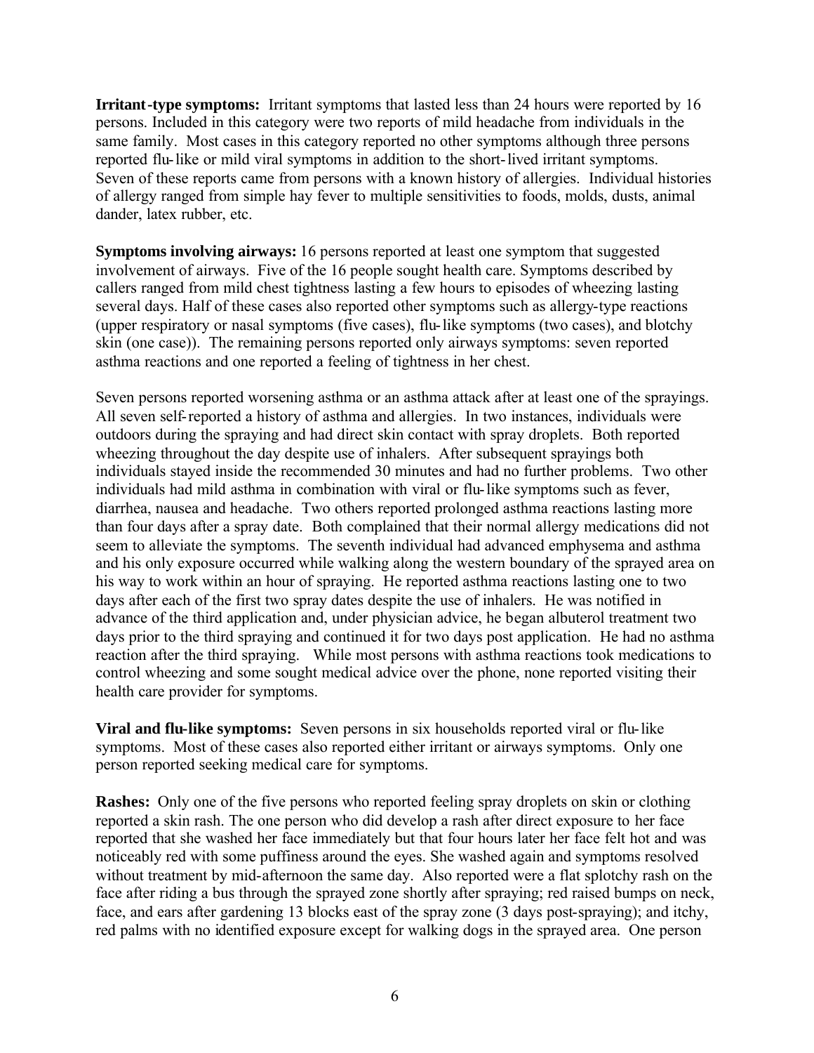**Irritant-type symptoms:** Irritant symptoms that lasted less than 24 hours were reported by 16 persons. Included in this category were two reports of mild headache from individuals in the same family. Most cases in this category reported no other symptoms although three persons reported flu-like or mild viral symptoms in addition to the short-lived irritant symptoms. Seven of these reports came from persons with a known history of allergies. Individual histories of allergy ranged from simple hay fever to multiple sensitivities to foods, molds, dusts, animal dander, latex rubber, etc.

**Symptoms involving airways:** 16 persons reported at least one symptom that suggested involvement of airways. Five of the 16 people sought health care. Symptoms described by callers ranged from mild chest tightness lasting a few hours to episodes of wheezing lasting several days. Half of these cases also reported other symptoms such as allergy-type reactions (upper respiratory or nasal symptoms (five cases), flu-like symptoms (two cases), and blotchy skin (one case)). The remaining persons reported only airways symptoms: seven reported asthma reactions and one reported a feeling of tightness in her chest.

Seven persons reported worsening asthma or an asthma attack after at least one of the sprayings. All seven self-reported a history of asthma and allergies. In two instances, individuals were outdoors during the spraying and had direct skin contact with spray droplets. Both reported wheezing throughout the day despite use of inhalers. After subsequent sprayings both individuals stayed inside the recommended 30 minutes and had no further problems. Two other individuals had mild asthma in combination with viral or flu-like symptoms such as fever, diarrhea, nausea and headache. Two others reported prolonged asthma reactions lasting more than four days after a spray date. Both complained that their normal allergy medications did not seem to alleviate the symptoms. The seventh individual had advanced emphysema and asthma and his only exposure occurred while walking along the western boundary of the sprayed area on his way to work within an hour of spraying. He reported asthma reactions lasting one to two days after each of the first two spray dates despite the use of inhalers. He was notified in advance of the third application and, under physician advice, he began albuterol treatment two days prior to the third spraying and continued it for two days post application. He had no asthma reaction after the third spraying. While most persons with asthma reactions took medications to control wheezing and some sought medical advice over the phone, none reported visiting their health care provider for symptoms.

**Viral and flu-like symptoms:** Seven persons in six households reported viral or flu-like symptoms. Most of these cases also reported either irritant or airways symptoms. Only one person reported seeking medical care for symptoms.

**Rashes:** Only one of the five persons who reported feeling spray droplets on skin or clothing reported a skin rash. The one person who did develop a rash after direct exposure to her face reported that she washed her face immediately but that four hours later her face felt hot and was noticeably red with some puffiness around the eyes. She washed again and symptoms resolved without treatment by mid-afternoon the same day. Also reported were a flat splotchy rash on the face after riding a bus through the sprayed zone shortly after spraying; red raised bumps on neck, face, and ears after gardening 13 blocks east of the spray zone (3 days post-spraying); and itchy, red palms with no identified exposure except for walking dogs in the sprayed area. One person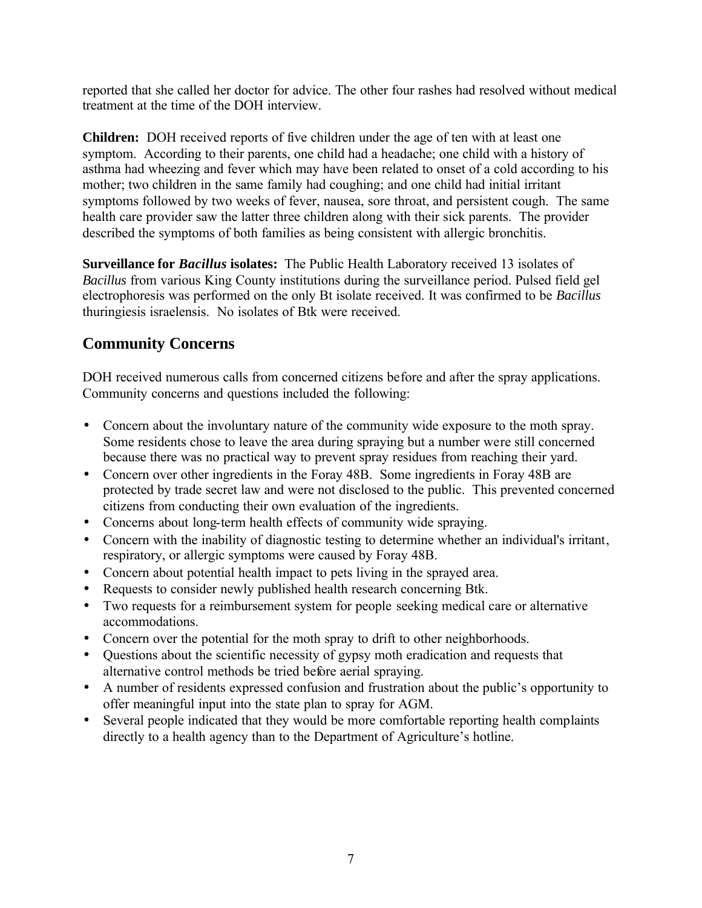reported that she called her doctor for advice. The other four rashes had resolved without medical treatment at the time of the DOH interview.

**Children:** DOH received reports of five children under the age of ten with at least one symptom. According to their parents, one child had a headache; one child with a history of asthma had wheezing and fever which may have been related to onset of a cold according to his mother; two children in the same family had coughing; and one child had initial irritant symptoms followed by two weeks of fever, nausea, sore throat, and persistent cough. The same health care provider saw the latter three children along with their sick parents. The provider described the symptoms of both families as being consistent with allergic bronchitis.

**Surveillance for *Bacillus* isolates:** The Public Health Laboratory received 13 isolates of *Bacillus* from various King County institutions during the surveillance period. Pulsed field gel electrophoresis was performed on the only Bt isolate received. It was confirmed to be *Bacillus* thuringiesis israelensis. No isolates of Btk were received.

## Community Concerns

DOH received numerous calls from concerned citizens before and after the spray applications. Community concerns and questions included the following:

- Concern about the involuntary nature of the community wide exposure to the moth spray. Some residents chose to leave the area during spraying but a number were still concerned because there was no practical way to prevent spray residues from reaching their yard.
- Concern over other ingredients in the Foray 48B. Some ingredients in Foray 48B are protected by trade secret law and were not disclosed to the public. This prevented concerned citizens from conducting their own evaluation of the ingredients.
- Concerns about long-term health effects of community wide spraying.
- Concern with the inability of diagnostic testing to determine whether an individual's irritant, respiratory, or allergic symptoms were caused by Foray 48B.
- Concern about potential health impact to pets living in the sprayed area.
- Requests to consider newly published health research concerning Btk.
- Two requests for a reimbursement system for people seeking medical care or alternative accommodations.
- Concern over the potential for the moth spray to drift to other neighborhoods.
- Questions about the scientific necessity of gypsy moth eradication and requests that alternative control methods be tried before aerial spraying.
- A number of residents expressed confusion and frustration about the public's opportunity to offer meaningful input into the state plan to spray for AGM.
- Several people indicated that they would be more comfortable reporting health complaints directly to a health agency than to the Department of Agriculture's hotline.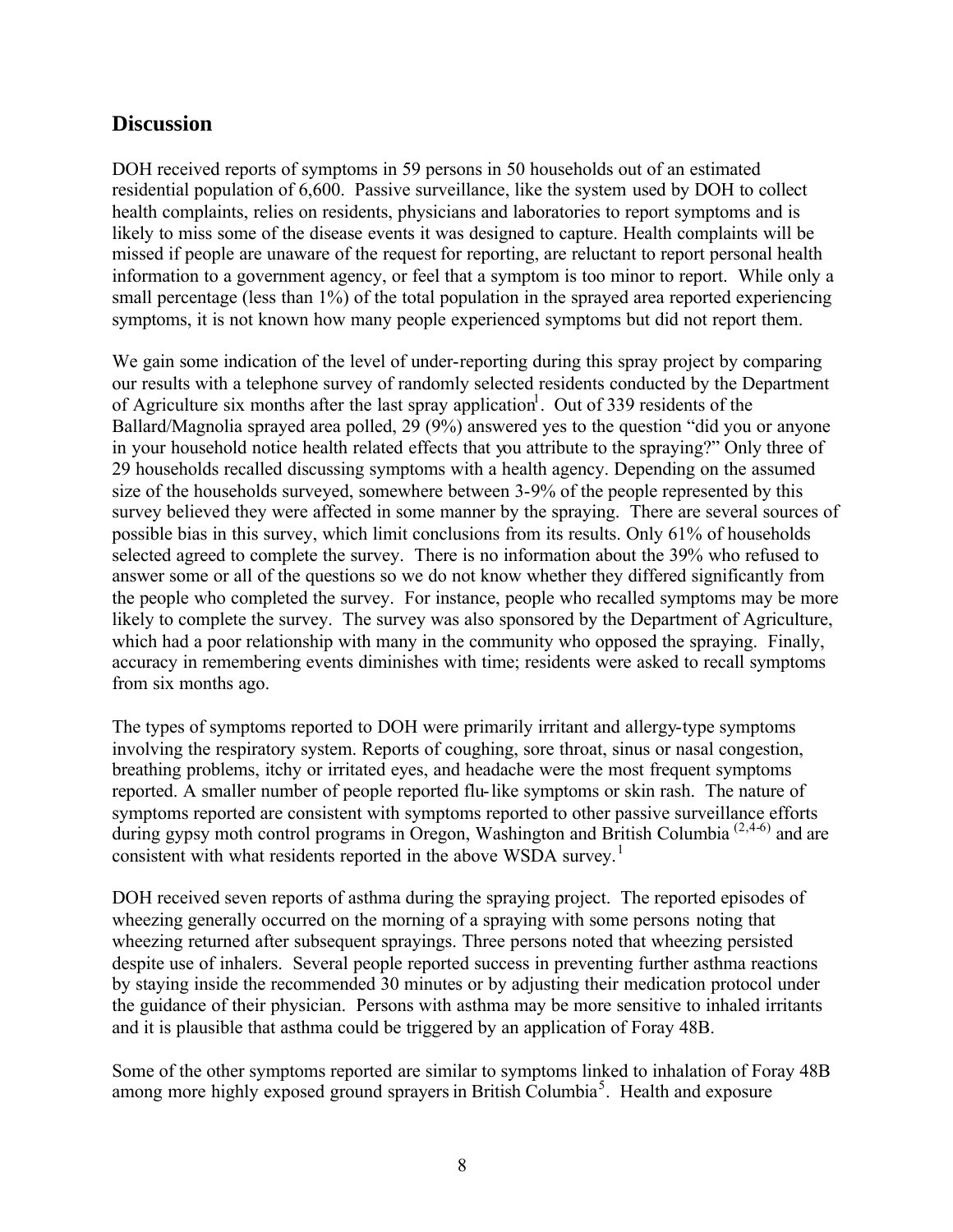## Discussion

DOH received reports of symptoms in 59 persons in 50 households out of an estimated residential population of 6,600. Passive surveillance, like the system used by DOH to collect health complaints, relies on residents, physicians and laboratories to report symptoms and is likely to miss some of the disease events it was designed to capture. Health complaints will be missed if people are unaware of the request for reporting, are reluctant to report personal health information to a government agency, or feel that a symptom is too minor to report. While only a small percentage (less than 1%) of the total population in the sprayed area reported experiencing symptoms, it is not known how many people experienced symptoms but did not report them.

We gain some indication of the level of under-reporting during this spray project by comparing our results with a telephone survey of randomly selected residents conducted by the Department of Agriculture six months after the last spray application[1]. Out of 339 residents of the Ballard/Magnolia sprayed area polled, 29 (9%) answered yes to the question "did you or anyone in your household notice health related effects that you attribute to the spraying?" Only three of 29 households recalled discussing symptoms with a health agency. Depending on the assumed size of the households surveyed, somewhere between 3-9% of the people represented by this survey believed they were affected in some manner by the spraying. There are several sources of possible bias in this survey, which limit conclusions from its results. Only 61% of households selected agreed to complete the survey. There is no information about the 39% who refused to answer some or all of the questions so we do not know whether they differed significantly from the people who completed the survey. For instance, people who recalled symptoms may be more likely to complete the survey. The survey was also sponsored by the Department of Agriculture, which had a poor relationship with many in the community who opposed the spraying. Finally, accuracy in remembering events diminishes with time; residents were asked to recall symptoms from six months ago.

The types of symptoms reported to DOH were primarily irritant and allergy-type symptoms involving the respiratory system. Reports of coughing, sore throat, sinus or nasal congestion, breathing problems, itchy or irritated eyes, and headache were the most frequent symptoms reported. A smaller number of people reported flu-like symptoms or skin rash. The nature of symptoms reported are consistent with symptoms reported to other passive surveillance efforts during gypsy moth control programs in Oregon, Washington and British Columbia [2,4-6] and are consistent with what residents reported in the above WSDA survey.[1]

DOH received seven reports of asthma during the spraying project. The reported episodes of wheezing generally occurred on the morning of a spraying with some persons noting that wheezing returned after subsequent sprayings. Three persons noted that wheezing persisted despite use of inhalers. Several people reported success in preventing further asthma reactions by staying inside the recommended 30 minutes or by adjusting their medication protocol under the guidance of their physician. Persons with asthma may be more sensitive to inhaled irritants and it is plausible that asthma could be triggered by an application of Foray 48B.

Some of the other symptoms reported are similar to symptoms linked to inhalation of Foray 48B among more highly exposed ground sprayers in British Columbia[5]. Health and exposure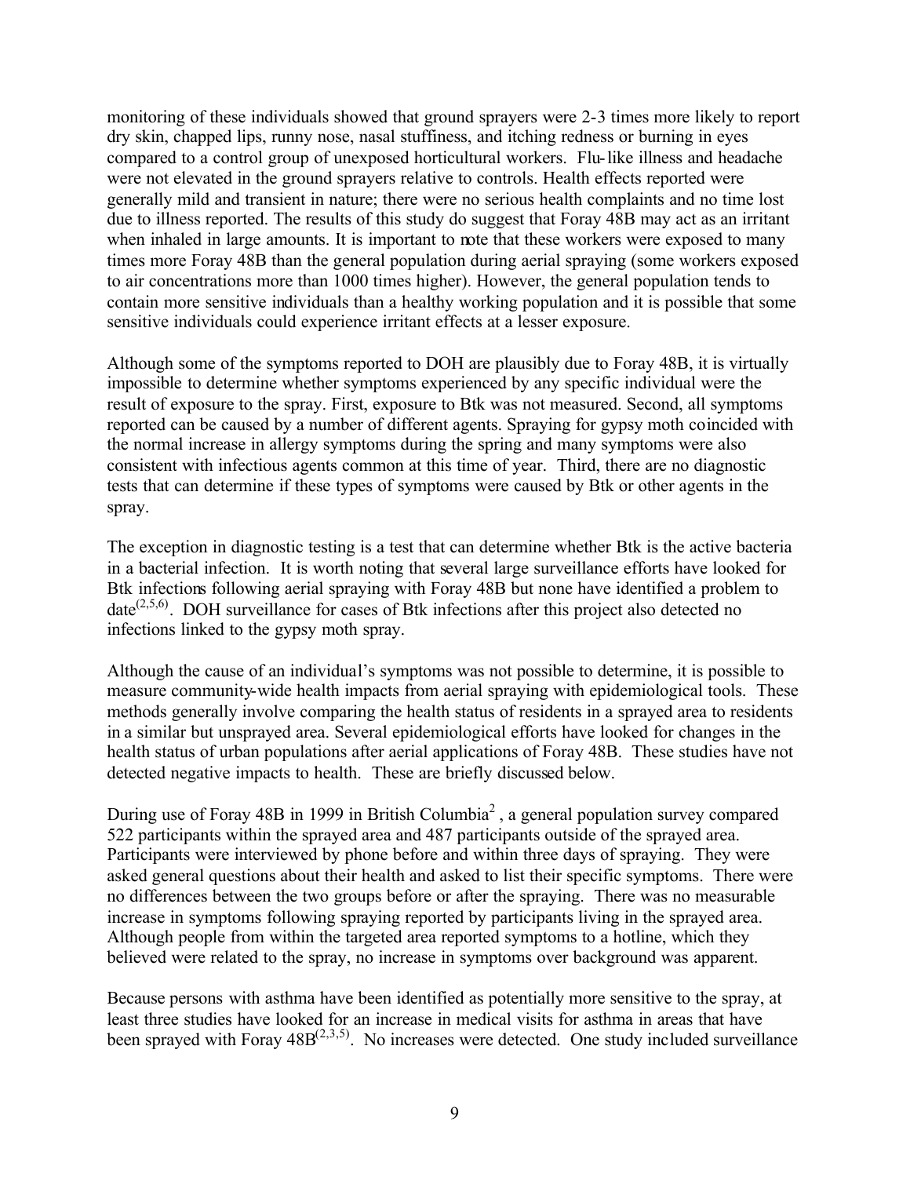monitoring of these individuals showed that ground sprayers were 2-3 times more likely to report dry skin, chapped lips, runny nose, nasal stuffiness, and itching redness or burning in eyes compared to a control group of unexposed horticultural workers. Flu-like illness and headache were not elevated in the ground sprayers relative to controls. Health effects reported were generally mild and transient in nature; there were no serious health complaints and no time lost due to illness reported. The results of this study do suggest that Foray 48B may act as an irritant when inhaled in large amounts. It is important to note that these workers were exposed to many times more Foray 48B than the general population during aerial spraying (some workers exposed to air concentrations more than 1000 times higher). However, the general population tends to contain more sensitive individuals than a healthy working population and it is possible that some sensitive individuals could experience irritant effects at a lesser exposure.

Although some of the symptoms reported to DOH are plausibly due to Foray 48B, it is virtually impossible to determine whether symptoms experienced by any specific individual were the result of exposure to the spray. First, exposure to Btk was not measured. Second, all symptoms reported can be caused by a number of different agents. Spraying for gypsy moth coincided with the normal increase in allergy symptoms during the spring and many symptoms were also consistent with infectious agents common at this time of year. Third, there are no diagnostic tests that can determine if these types of symptoms were caused by Btk or other agents in the spray.

The exception in diagnostic testing is a test that can determine whether Btk is the active bacteria in a bacterial infection. It is worth noting that several large surveillance efforts have looked for Btk infections following aerial spraying with Foray 48B but none have identified a problem to date[2,5,6]. DOH surveillance for cases of Btk infections after this project also detected no infections linked to the gypsy moth spray.

Although the cause of an individual's symptoms was not possible to determine, it is possible to measure community-wide health impacts from aerial spraying with epidemiological tools. These methods generally involve comparing the health status of residents in a sprayed area to residents in a similar but unsprayed area. Several epidemiological efforts have looked for changes in the health status of urban populations after aerial applications of Foray 48B. These studies have not detected negative impacts to health. These are briefly discussed below.

During use of Foray 48B in 1999 in British Columbia[2], a general population survey compared 522 participants within the sprayed area and 487 participants outside of the sprayed area. Participants were interviewed by phone before and within three days of spraying. They were asked general questions about their health and asked to list their specific symptoms. There were no differences between the two groups before or after the spraying. There was no measurable increase in symptoms following spraying reported by participants living in the sprayed area. Although people from within the targeted area reported symptoms to a hotline, which they believed were related to the spray, no increase in symptoms over background was apparent.

Because persons with asthma have been identified as potentially more sensitive to the spray, at least three studies have looked for an increase in medical visits for asthma in areas that have been sprayed with Foray 48B[2,3,5]. No increases were detected. One study included surveillance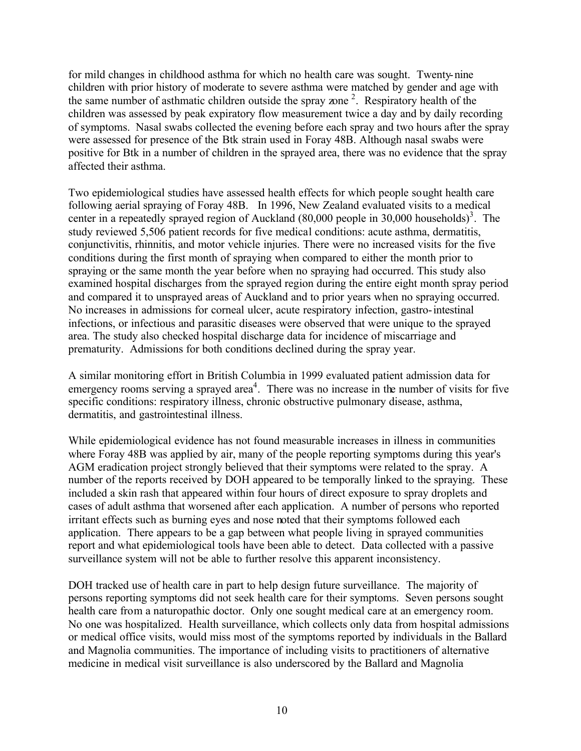for mild changes in childhood asthma for which no health care was sought. Twenty-nine children with prior history of moderate to severe asthma were matched by gender and age with the same number of asthmatic children outside the spray zone [2]. Respiratory health of the children was assessed by peak expiratory flow measurement twice a day and by daily recording of symptoms. Nasal swabs collected the evening before each spray and two hours after the spray were assessed for presence of the Btk strain used in Foray 48B. Although nasal swabs were positive for Btk in a number of children in the sprayed area, there was no evidence that the spray affected their asthma.

Two epidemiological studies have assessed health effects for which people sought health care following aerial spraying of Foray 48B. In 1996, New Zealand evaluated visits to a medical center in a repeatedly sprayed region of Auckland (80,000 people in 30,000 households)[3]. The study reviewed 5,506 patient records for five medical conditions: acute asthma, dermatitis, conjunctivitis, rhinnitis, and motor vehicle injuries. There were no increased visits for the five conditions during the first month of spraying when compared to either the month prior to spraying or the same month the year before when no spraying had occurred. This study also examined hospital discharges from the sprayed region during the entire eight month spray period and compared it to unsprayed areas of Auckland and to prior years when no spraying occurred. No increases in admissions for corneal ulcer, acute respiratory infection, gastro-intestinal infections, or infectious and parasitic diseases were observed that were unique to the sprayed area. The study also checked hospital discharge data for incidence of miscarriage and prematurity. Admissions for both conditions declined during the spray year.

A similar monitoring effort in British Columbia in 1999 evaluated patient admission data for emergency rooms serving a sprayed area[4]. There was no increase in the number of visits for five specific conditions: respiratory illness, chronic obstructive pulmonary disease, asthma, dermatitis, and gastrointestinal illness.

While epidemiological evidence has not found measurable increases in illness in communities where Foray 48B was applied by air, many of the people reporting symptoms during this year's AGM eradication project strongly believed that their symptoms were related to the spray. A number of the reports received by DOH appeared to be temporally linked to the spraying. These included a skin rash that appeared within four hours of direct exposure to spray droplets and cases of adult asthma that worsened after each application. A number of persons who reported irritant effects such as burning eyes and nose noted that their symptoms followed each application. There appears to be a gap between what people living in sprayed communities report and what epidemiological tools have been able to detect. Data collected with a passive surveillance system will not be able to further resolve this apparent inconsistency.

DOH tracked use of health care in part to help design future surveillance. The majority of persons reporting symptoms did not seek health care for their symptoms. Seven persons sought health care from a naturopathic doctor. Only one sought medical care at an emergency room. No one was hospitalized. Health surveillance, which collects only data from hospital admissions or medical office visits, would miss most of the symptoms reported by individuals in the Ballard and Magnolia communities. The importance of including visits to practitioners of alternative medicine in medical visit surveillance is also underscored by the Ballard and Magnolia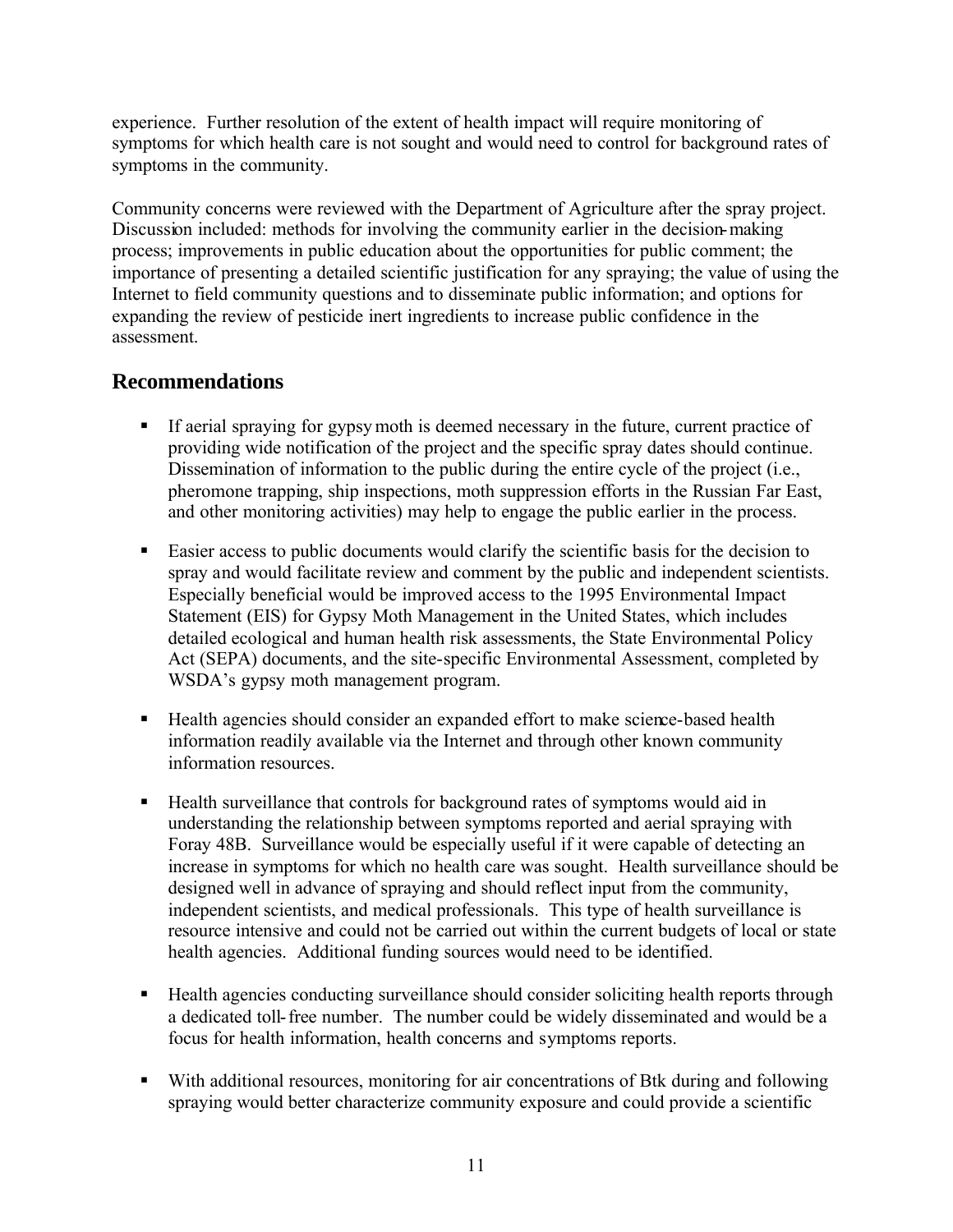experience. Further resolution of the extent of health impact will require monitoring of symptoms for which health care is not sought and would need to control for background rates of symptoms in the community.

Community concerns were reviewed with the Department of Agriculture after the spray project. Discussion included: methods for involving the community earlier in the decision-making process; improvements in public education about the opportunities for public comment; the importance of presenting a detailed scientific justification for any spraying; the value of using the Internet to field community questions and to disseminate public information; and options for expanding the review of pesticide inert ingredients to increase public confidence in the assessment.

## Recommendations

- If aerial spraying for gypsy moth is deemed necessary in the future, current practice of providing wide notification of the project and the specific spray dates should continue. Dissemination of information to the public during the entire cycle of the project (i.e., pheromone trapping, ship inspections, moth suppression efforts in the Russian Far East, and other monitoring activities) may help to engage the public earlier in the process.

- Easier access to public documents would clarify the scientific basis for the decision to spray and would facilitate review and comment by the public and independent scientists. Especially beneficial would be improved access to the 1995 Environmental Impact Statement (EIS) for Gypsy Moth Management in the United States, which includes detailed ecological and human health risk assessments, the State Environmental Policy Act (SEPA) documents, and the site-specific Environmental Assessment, completed by WSDA's gypsy moth management program.

- Health agencies should consider an expanded effort to make science-based health information readily available via the Internet and through other known community information resources.

- Health surveillance that controls for background rates of symptoms would aid in understanding the relationship between symptoms reported and aerial spraying with Foray 48B. Surveillance would be especially useful if it were capable of detecting an increase in symptoms for which no health care was sought. Health surveillance should be designed well in advance of spraying and should reflect input from the community, independent scientists, and medical professionals. This type of health surveillance is resource intensive and could not be carried out within the current budgets of local or state health agencies. Additional funding sources would need to be identified.

- Health agencies conducting surveillance should consider soliciting health reports through a dedicated toll-free number. The number could be widely disseminated and would be a focus for health information, health concerns and symptoms reports.

- With additional resources, monitoring for air concentrations of Btk during and following spraying would better characterize community exposure and could provide a scientific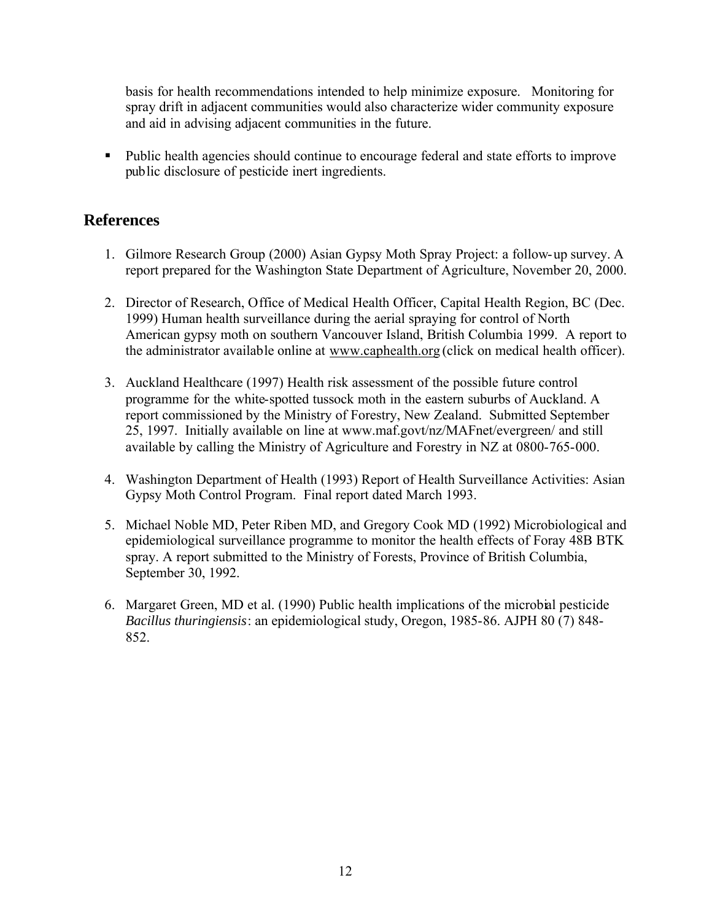basis for health recommendations intended to help minimize exposure. Monitoring for spray drift in adjacent communities would also characterize wider community exposure and aid in advising adjacent communities in the future.

- Public health agencies should continue to encourage federal and state efforts to improve public disclosure of pesticide inert ingredients.

## References

1. Gilmore Research Group (2000) Asian Gypsy Moth Spray Project: a follow-up survey. A report prepared for the Washington State Department of Agriculture, November 20, 2000.

2. Director of Research, Office of Medical Health Officer, Capital Health Region, BC (Dec. 1999) Human health surveillance during the aerial spraying for control of North American gypsy moth on southern Vancouver Island, British Columbia 1999. A report to the administrator available online at www.caphealth.org (click on medical health officer).

3. Auckland Healthcare (1997) Health risk assessment of the possible future control programme for the white-spotted tussock moth in the eastern suburbs of Auckland. A report commissioned by the Ministry of Forestry, New Zealand. Submitted September 25, 1997. Initially available on line at www.maf.govt/nz/MAFnet/evergreen/ and still available by calling the Ministry of Agriculture and Forestry in NZ at 0800-765-000.

4. Washington Department of Health (1993) Report of Health Surveillance Activities: Asian Gypsy Moth Control Program. Final report dated March 1993.

5. Michael Noble MD, Peter Riben MD, and Gregory Cook MD (1992) Microbiological and epidemiological surveillance programme to monitor the health effects of Foray 48B BTK spray. A report submitted to the Ministry of Forests, Province of British Columbia, September 30, 1992.

6. Margaret Green, MD et al. (1990) Public health implications of the microbial pesticide *Bacillus thuringiensis*: an epidemiological study, Oregon, 1985-86. AJPH 80 (7) 848-852.